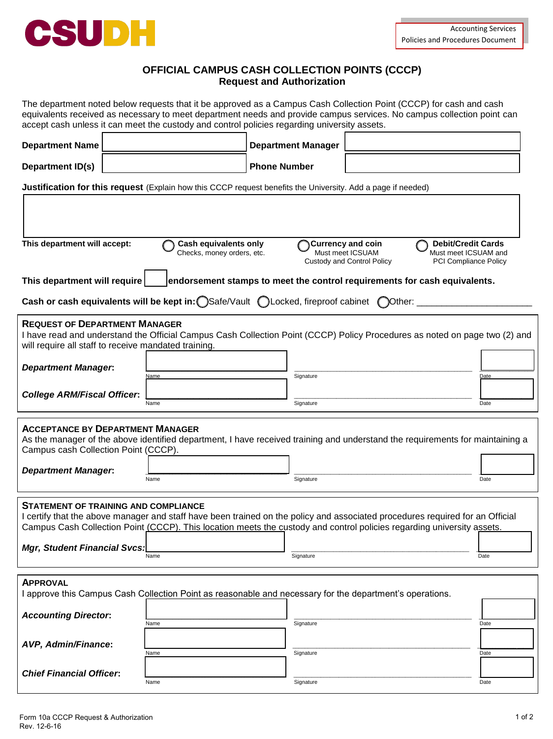CSUDH

Accounting Services
Policies and Procedures Document

# OFFICIAL CAMPUS CASH COLLECTION POINTS (CCCP)
## Request and Authorization

The department noted below requests that it be approved as a Campus Cash Collection Point (CCCP) for cash and cash equivalents received as necessary to meet department needs and provide campus services. No campus collection point can accept cash unless it can meet the custody and control policies regarding university assets.

| **Department Name** | | **Department Manager** | |
|---|---|---|---|
| **Department ID(s)** | | **Phone Number** | |

**Justification for this request** (Explain how this CCCP request benefits the University. Add a page if needed)

**This department will accept:**
- ◯ **Cash equivalents only** Checks, money orders, etc.
- ◯ **Currency and coin** Must meet ICSUAM Custody and Control Policy
- ◯ **Debit/Credit Cards** Must meet ICSUAM and PCI Compliance Policy

**This department will require** ____ **endorsement stamps to meet the control requirements for cash equivalents.**

**Cash or cash equivalents will be kept in:** ◯ Safe/Vault ◯ Locked, fireproof cabinet ◯ Other: ______________________

### REQUEST OF DEPARTMENT MANAGER

I have read and understand the Official Campus Cash Collection Point (CCCP) Policy Procedures as noted on page two (2) and will require all staff to receive mandated training.

| | Name | Signature | Date |
|---|---|---|---|
| ***Department Manager*:** | | | |
| ***College ARM/Fiscal Officer*:** | | | |

### ACCEPTANCE BY DEPARTMENT MANAGER

As the manager of the above identified department, I have received training and understand the requirements for maintaining a Campus cash Collection Point (CCCP).

| | Name | Signature | Date |
|---|---|---|---|
| ***Department Manager*:** | | | |

### STATEMENT OF TRAINING AND COMPLIANCE

I certify that the above manager and staff have been trained on the policy and associated procedures required for an Official Campus Cash Collection Point (CCCP). This location meets the custody and control policies regarding university assets.

| | Name | Signature | Date |
|---|---|---|---|
| ***Mgr, Student Financial Svcs*:** | | | |

### APPROVAL

I approve this Campus Cash Collection Point as reasonable and necessary for the department's operations.

| | Name | Signature | Date |
|---|---|---|---|
| ***Accounting Director*:** | | | |
| ***AVP, Admin/Finance*:** | | | |
| ***Chief Financial Officer*:** | | | |

Form 10a CCCP Request & Authorization
Rev. 12-6-16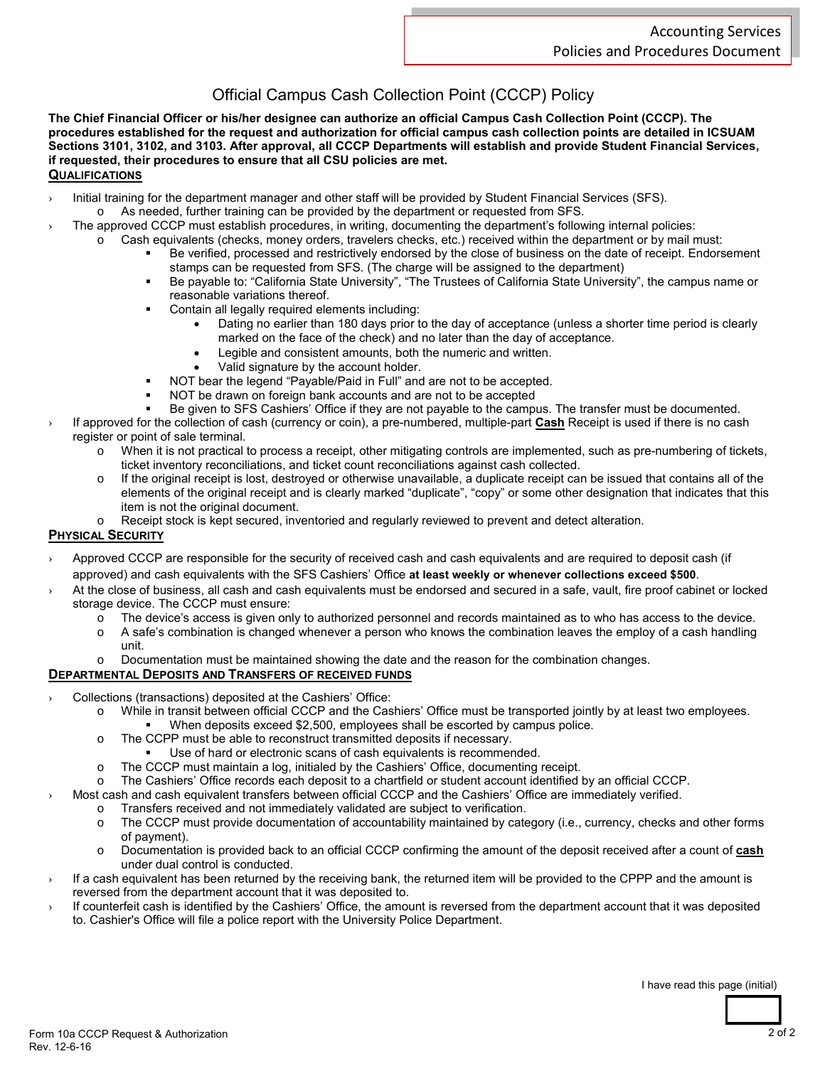# Official Campus Cash Collection Point (CCCP) Policy

**The Chief Financial Officer or his/her designee can authorize an official Campus Cash Collection Point (CCCP). The procedures established for the request and authorization for official campus cash collection points are detailed in ICSUAM Sections 3101, 3102, and 3103. After approval, all CCCP Departments will establish and provide Student Financial Services, if requested, their procedures to ensure that all CSU policies are met.**

## QUALIFICATIONS

- Initial training for the department manager and other staff will be provided by Student Financial Services (SFS).
  - As needed, further training can be provided by the department or requested from SFS.
- The approved CCCP must establish procedures, in writing, documenting the department's following internal policies:
  - Cash equivalents (checks, money orders, travelers checks, etc.) received within the department or by mail must:
    - Be verified, processed and restrictively endorsed by the close of business on the date of receipt. Endorsement stamps can be requested from SFS. (The charge will be assigned to the department)
    - Be payable to: "California State University", "The Trustees of California State University", the campus name or reasonable variations thereof.
    - Contain all legally required elements including:
      - Dating no earlier than 180 days prior to the day of acceptance (unless a shorter time period is clearly marked on the face of the check) and no later than the day of acceptance.
      - Legible and consistent amounts, both the numeric and written.
      - Valid signature by the account holder.
    - NOT bear the legend "Payable/Paid in Full" and are not to be accepted.
    - NOT be drawn on foreign bank accounts and are not to be accepted
    - Be given to SFS Cashiers' Office if they are not payable to the campus. The transfer must be documented.
- If approved for the collection of cash (currency or coin), a pre-numbered, multiple-part **Cash** Receipt is used if there is no cash register or point of sale terminal.
  - When it is not practical to process a receipt, other mitigating controls are implemented, such as pre-numbering of tickets, ticket inventory reconciliations, and ticket count reconciliations against cash collected.
  - If the original receipt is lost, destroyed or otherwise unavailable, a duplicate receipt can be issued that contains all of the elements of the original receipt and is clearly marked "duplicate", "copy" or some other designation that indicates that this item is not the original document.
  - Receipt stock is kept secured, inventoried and regularly reviewed to prevent and detect alteration.

## PHYSICAL SECURITY

- Approved CCCP are responsible for the security of received cash and cash equivalents and are required to deposit cash (if approved) and cash equivalents with the SFS Cashiers' Office **at least weekly or whenever collections exceed $500**.
- At the close of business, all cash and cash equivalents must be endorsed and secured in a safe, vault, fire proof cabinet or locked storage device. The CCCP must ensure:
  - The device's access is given only to authorized personnel and records maintained as to who has access to the device.
  - A safe's combination is changed whenever a person who knows the combination leaves the employ of a cash handling unit.
  - Documentation must be maintained showing the date and the reason for the combination changes.

## DEPARTMENTAL DEPOSITS AND TRANSFERS OF RECEIVED FUNDS

- Collections (transactions) deposited at the Cashiers' Office:
  - While in transit between official CCCP and the Cashiers' Office must be transported jointly by at least two employees.
    - When deposits exceed $2,500, employees shall be escorted by campus police.
  - The CCPP must be able to reconstruct transmitted deposits if necessary.
    - Use of hard or electronic scans of cash equivalents is recommended.
  - The CCCP must maintain a log, initialed by the Cashiers' Office, documenting receipt.
  - The Cashiers' Office records each deposit to a chartfield or student account identified by an official CCCP.
- Most cash and cash equivalent transfers between official CCCP and the Cashiers' Office are immediately verified.
  - Transfers received and not immediately validated are subject to verification.
  - The CCCP must provide documentation of accountability maintained by category (i.e., currency, checks and other forms of payment).
  - Documentation is provided back to an official CCCP confirming the amount of the deposit received after a count of **cash** under dual control is conducted.
- If a cash equivalent has been returned by the receiving bank, the returned item will be provided to the CPPP and the amount is reversed from the department account that it was deposited to.
- If counterfeit cash is identified by the Cashiers' Office, the amount is reversed from the department account that it was deposited to. Cashier's Office will file a police report with the University Police Department.

I have read this page (initial)